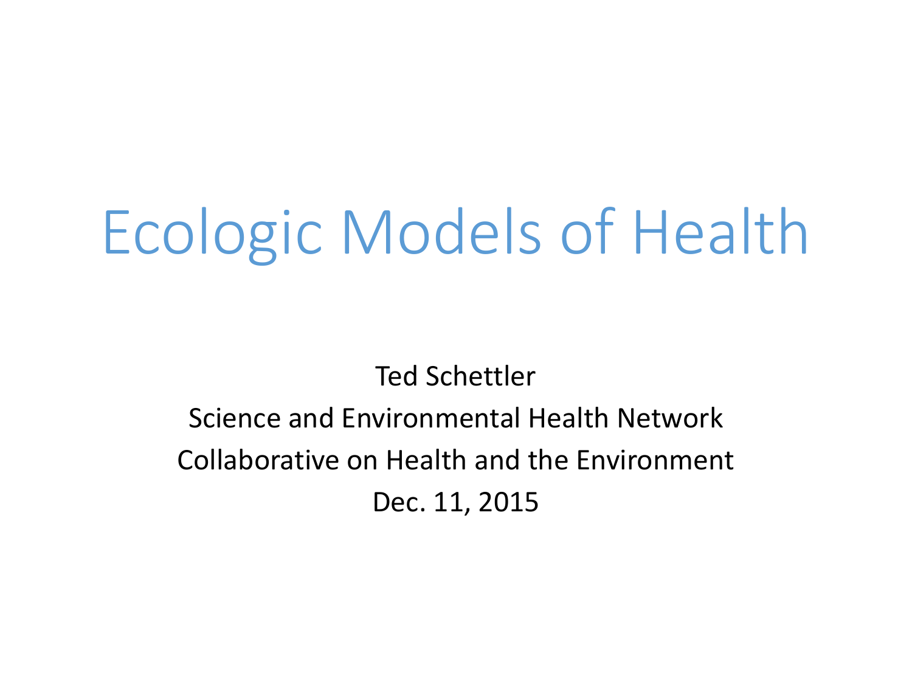# Ecologic Models of Health

Ted Schettler

Science and Environmental Health Network

Collaborative on Health and the Environment

Dec. 11, 2015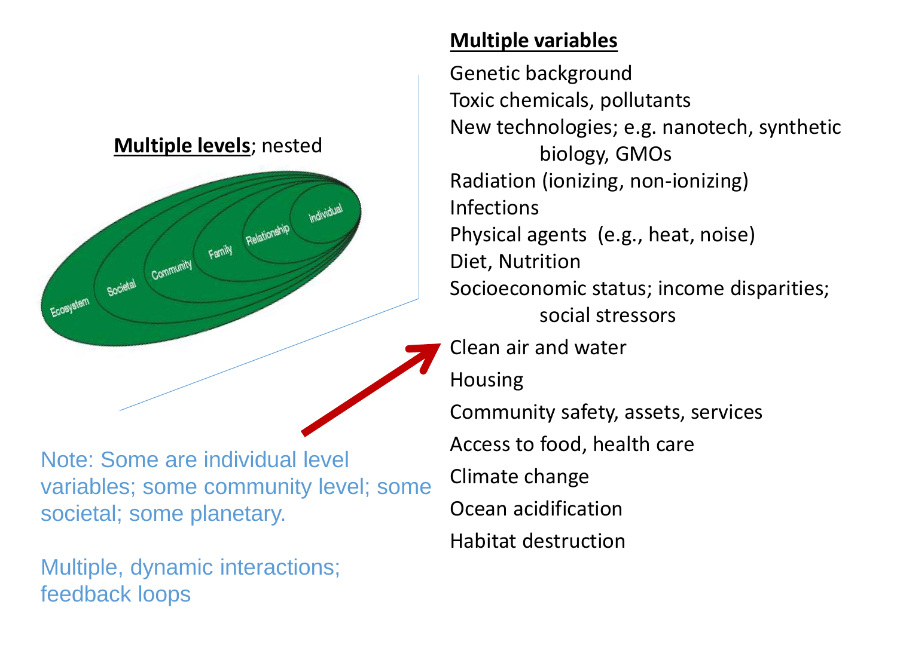**Multiple levels**; nested

Ecosystem, Societal, Community, Family, Relationship, Individual

**Multiple variables**

- Genetic background
- Toxic chemicals, pollutants
- New technologies; e.g. nanotech, synthetic biology, GMOs
- Radiation (ionizing, non-ionizing)
- Infections
- Physical agents (e.g., heat, noise)
- Diet, Nutrition
- Socioeconomic status; income disparities; social stressors
- Clean air and water
- Housing
- Community safety, assets, services
- Access to food, health care
- Climate change
- Ocean acidification
- Habitat destruction

Note: Some are individual level variables; some community level; some societal; some planetary.

Multiple, dynamic interactions; feedback loops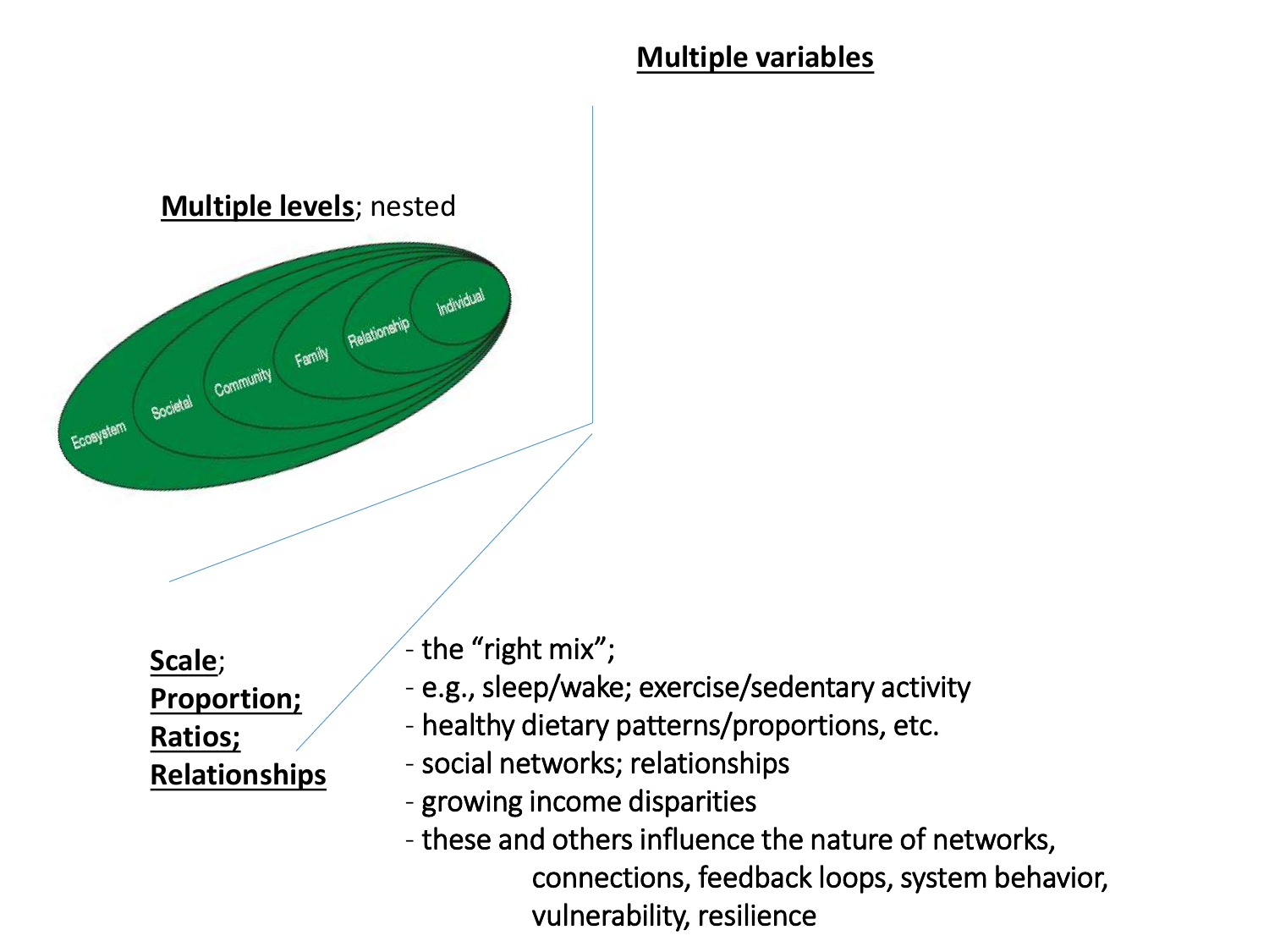**Multiple variables**

**Multiple levels**; nested

Ecosystem
Societal
Community
Family
Relationship
Individual

**Scale**;
**Proportion;**
**Ratios;**
**Relationships**

- the “right mix”;
- e.g., sleep/wake; exercise/sedentary activity
- healthy dietary patterns/proportions, etc.
- social networks; relationships
- growing income disparities
- these and others influence the nature of networks, connections, feedback loops, system behavior, vulnerability, resilience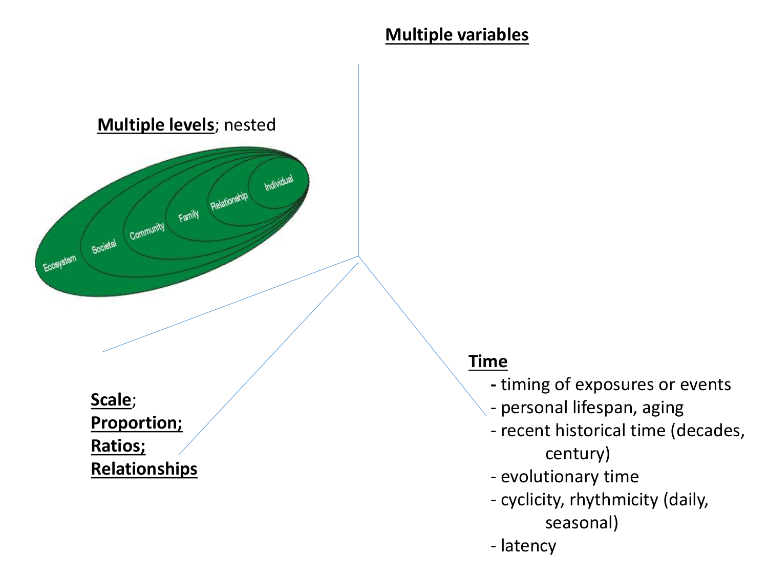**Multiple variables**

**Multiple levels**; nested

Ecosystem
Societal
Community
Family
Relationship
Individual

**Scale**;
**Proportion;**
**Ratios;**
**Relationships**

**Time**

- timing of exposures or events
- personal lifespan, aging
- recent historical time (decades, century)
- evolutionary time
- cyclicity, rhythmicity (daily, seasonal)
- latency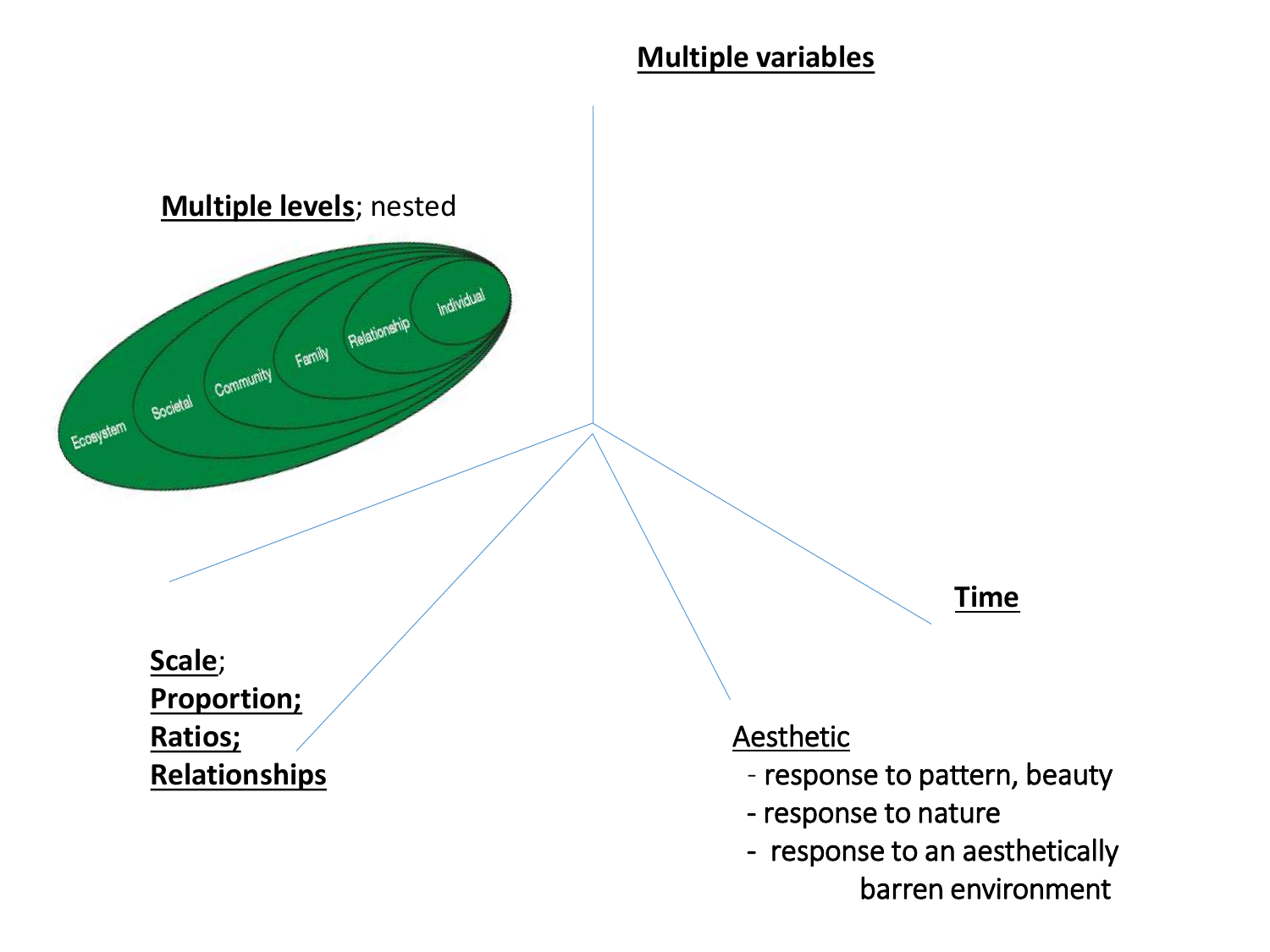**Multiple variables**

**Multiple levels**; nested

Ecosystem
Societal
Community
Family
Relationship
Individual

**Time**

**Scale**;
**Proportion;**
**Ratios;**
**Relationships**

Aesthetic

- response to pattern, beauty
- response to nature
- response to an aesthetically barren environment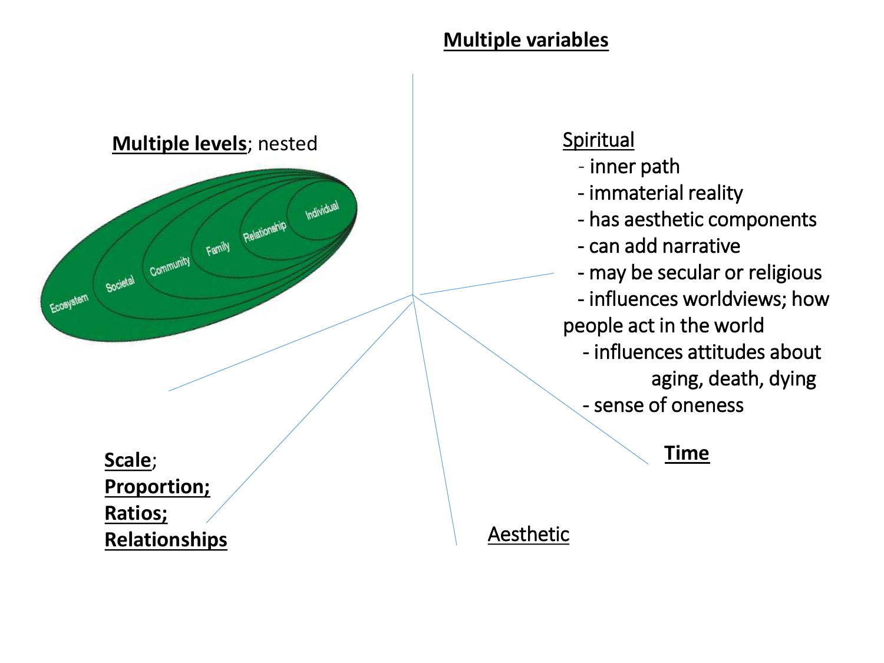**Multiple variables**

**Multiple levels**; nested

Individual
Relationship
Family
Community
Societal
Ecosystem

Spiritual

- inner path
- immaterial reality
- has aesthetic components
- can add narrative
- may be secular or religious
- influences worldviews; how people act in the world
- influences attitudes about aging, death, dying
- sense of oneness

**Time**

Aesthetic

**Scale**;
**Proportion;**
**Ratios;**
**Relationships**